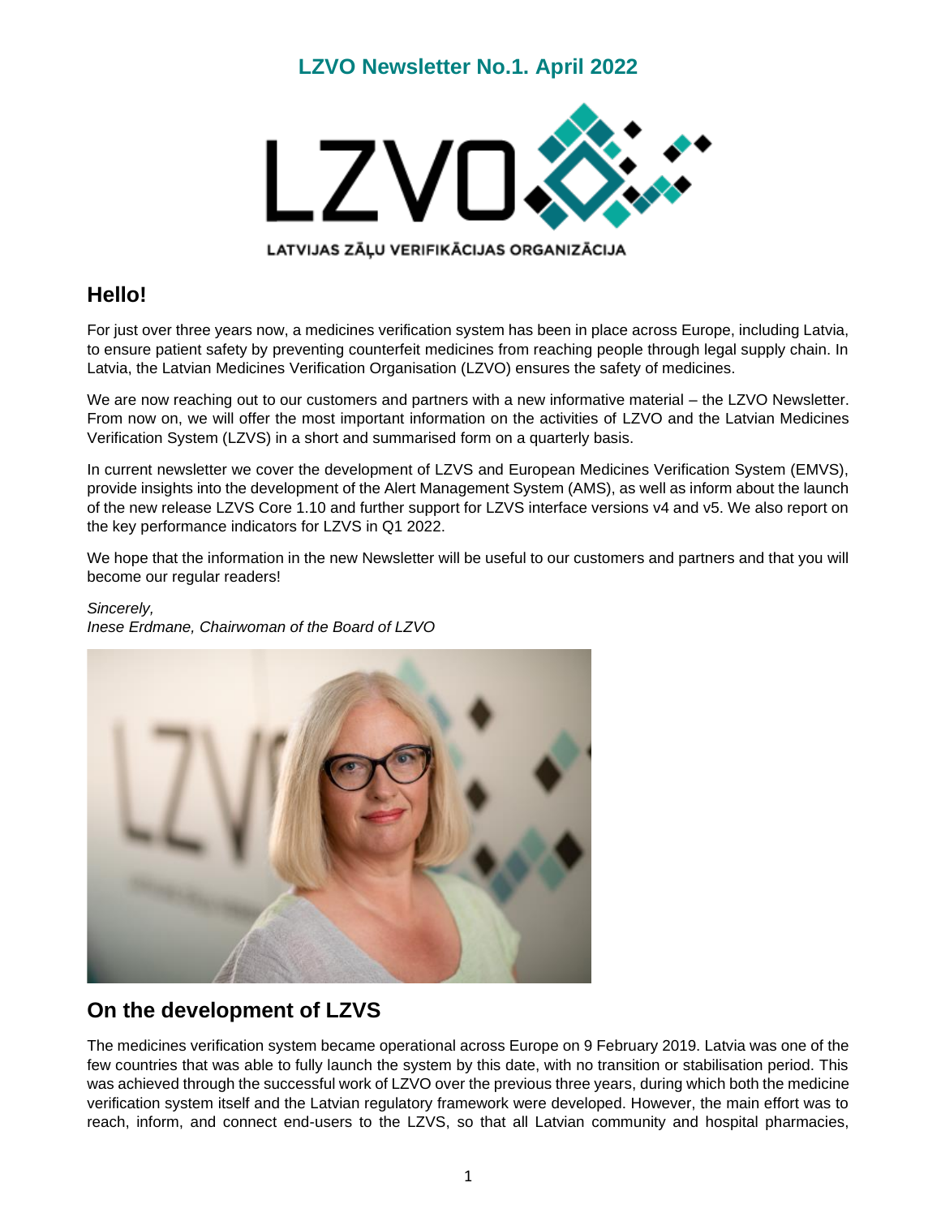# LZVO Newsletter No.1. April 2022

LATVIJAS ZĀĻU VERIFIKĀCIJAS ORGANIZĀCIJA

## Hello!

For just over three years now, a medicines verification system has been in place across Europe, including Latvia, to ensure patient safety by preventing counterfeit medicines from reaching people through legal supply chain. In Latvia, the Latvian Medicines Verification Organisation (LZVO) ensures the safety of medicines.

We are now reaching out to our customers and partners with a new informative material – the LZVO Newsletter. From now on, we will offer the most important information on the activities of LZVO and the Latvian Medicines Verification System (LZVS) in a short and summarised form on a quarterly basis.

In current newsletter we cover the development of LZVS and European Medicines Verification System (EMVS), provide insights into the development of the Alert Management System (AMS), as well as inform about the launch of the new release LZVS Core 1.10 and further support for LZVS interface versions v4 and v5. We also report on the key performance indicators for LZVS in Q1 2022.

We hope that the information in the new Newsletter will be useful to our customers and partners and that you will become our regular readers!

*Sincerely,*
*Inese Erdmane, Chairwoman of the Board of LZVO*

## On the development of LZVS

The medicines verification system became operational across Europe on 9 February 2019. Latvia was one of the few countries that was able to fully launch the system by this date, with no transition or stabilisation period. This was achieved through the successful work of LZVO over the previous three years, during which both the medicine verification system itself and the Latvian regulatory framework were developed. However, the main effort was to reach, inform, and connect end-users to the LZVS, so that all Latvian community and hospital pharmacies,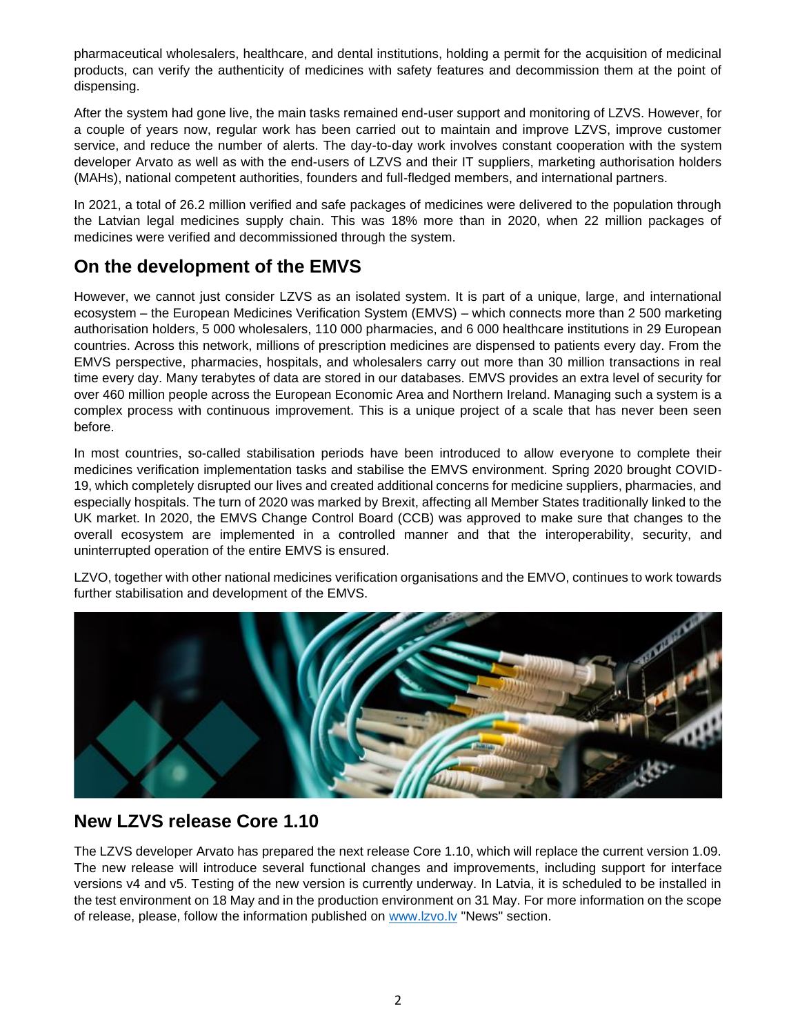pharmaceutical wholesalers, healthcare, and dental institutions, holding a permit for the acquisition of medicinal products, can verify the authenticity of medicines with safety features and decommission them at the point of dispensing.

After the system had gone live, the main tasks remained end-user support and monitoring of LZVS. However, for a couple of years now, regular work has been carried out to maintain and improve LZVS, improve customer service, and reduce the number of alerts. The day-to-day work involves constant cooperation with the system developer Arvato as well as with the end-users of LZVS and their IT suppliers, marketing authorisation holders (MAHs), national competent authorities, founders and full-fledged members, and international partners.

In 2021, a total of 26.2 million verified and safe packages of medicines were delivered to the population through the Latvian legal medicines supply chain. This was 18% more than in 2020, when 22 million packages of medicines were verified and decommissioned through the system.

## On the development of the EMVS

However, we cannot just consider LZVS as an isolated system. It is part of a unique, large, and international ecosystem – the European Medicines Verification System (EMVS) – which connects more than 2 500 marketing authorisation holders, 5 000 wholesalers, 110 000 pharmacies, and 6 000 healthcare institutions in 29 European countries. Across this network, millions of prescription medicines are dispensed to patients every day. From the EMVS perspective, pharmacies, hospitals, and wholesalers carry out more than 30 million transactions in real time every day. Many terabytes of data are stored in our databases. EMVS provides an extra level of security for over 460 million people across the European Economic Area and Northern Ireland. Managing such a system is a complex process with continuous improvement. This is a unique project of a scale that has never been seen before.

In most countries, so-called stabilisation periods have been introduced to allow everyone to complete their medicines verification implementation tasks and stabilise the EMVS environment. Spring 2020 brought COVID-19, which completely disrupted our lives and created additional concerns for medicine suppliers, pharmacies, and especially hospitals. The turn of 2020 was marked by Brexit, affecting all Member States traditionally linked to the UK market. In 2020, the EMVS Change Control Board (CCB) was approved to make sure that changes to the overall ecosystem are implemented in a controlled manner and that the interoperability, security, and uninterrupted operation of the entire EMVS is ensured.

LZVO, together with other national medicines verification organisations and the EMVO, continues to work towards further stabilisation and development of the EMVS.

## New LZVS release Core 1.10

The LZVS developer Arvato has prepared the next release Core 1.10, which will replace the current version 1.09. The new release will introduce several functional changes and improvements, including support for interface versions v4 and v5. Testing of the new version is currently underway. In Latvia, it is scheduled to be installed in the test environment on 18 May and in the production environment on 31 May. For more information on the scope of release, please, follow the information published on www.lzvo.lv "News" section.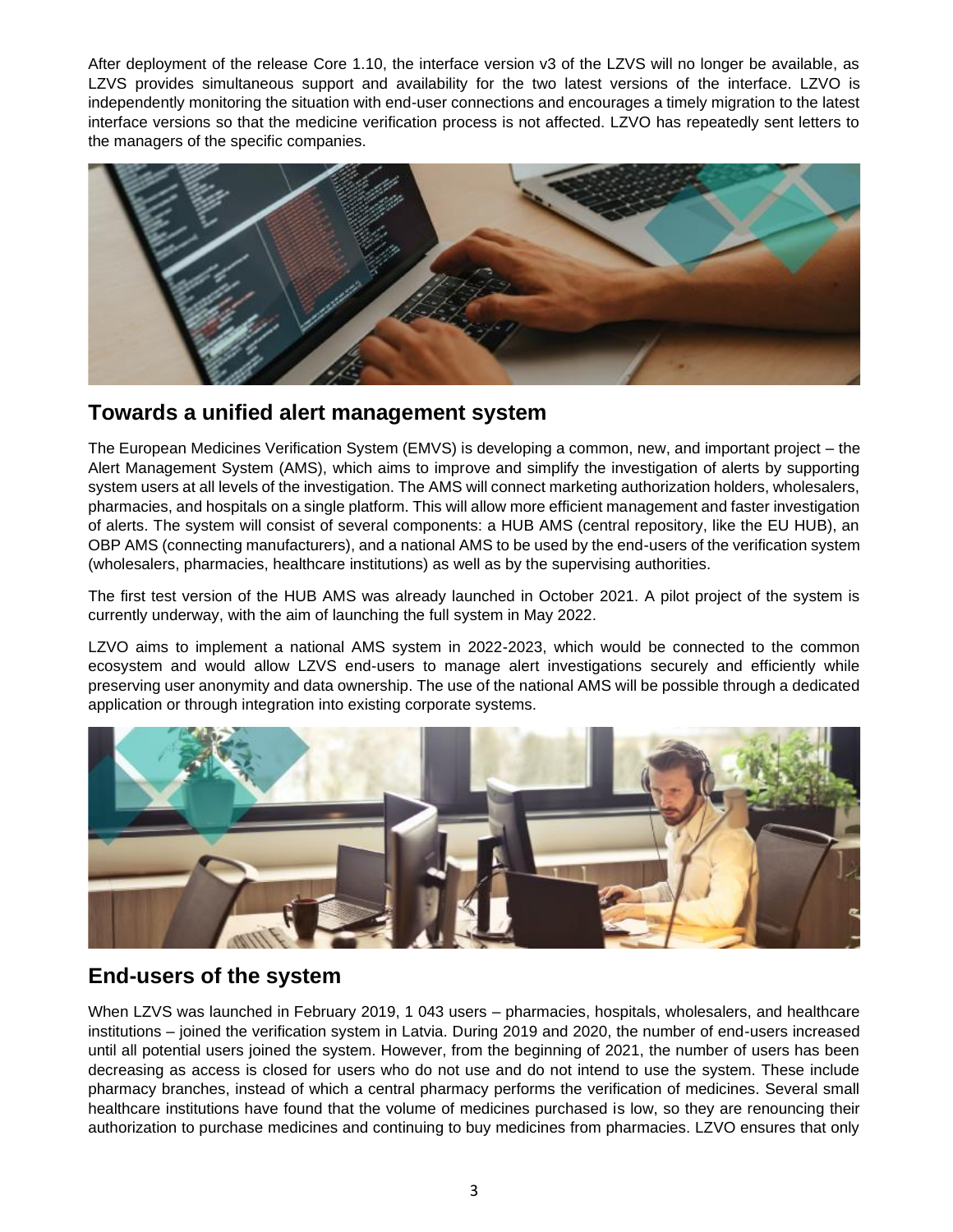After deployment of the release Core 1.10, the interface version v3 of the LZVS will no longer be available, as LZVS provides simultaneous support and availability for the two latest versions of the interface. LZVO is independently monitoring the situation with end-user connections and encourages a timely migration to the latest interface versions so that the medicine verification process is not affected. LZVO has repeatedly sent letters to the managers of the specific companies.

## Towards a unified alert management system

The European Medicines Verification System (EMVS) is developing a common, new, and important project – the Alert Management System (AMS), which aims to improve and simplify the investigation of alerts by supporting system users at all levels of the investigation. The AMS will connect marketing authorization holders, wholesalers, pharmacies, and hospitals on a single platform. This will allow more efficient management and faster investigation of alerts. The system will consist of several components: a HUB AMS (central repository, like the EU HUB), an OBP AMS (connecting manufacturers), and a national AMS to be used by the end-users of the verification system (wholesalers, pharmacies, healthcare institutions) as well as by the supervising authorities.

The first test version of the HUB AMS was already launched in October 2021. A pilot project of the system is currently underway, with the aim of launching the full system in May 2022.

LZVO aims to implement a national AMS system in 2022-2023, which would be connected to the common ecosystem and would allow LZVS end-users to manage alert investigations securely and efficiently while preserving user anonymity and data ownership. The use of the national AMS will be possible through a dedicated application or through integration into existing corporate systems.

## End-users of the system

When LZVS was launched in February 2019, 1 043 users – pharmacies, hospitals, wholesalers, and healthcare institutions – joined the verification system in Latvia. During 2019 and 2020, the number of end-users increased until all potential users joined the system. However, from the beginning of 2021, the number of users has been decreasing as access is closed for users who do not use and do not intend to use the system. These include pharmacy branches, instead of which a central pharmacy performs the verification of medicines. Several small healthcare institutions have found that the volume of medicines purchased is low, so they are renouncing their authorization to purchase medicines and continuing to buy medicines from pharmacies. LZVO ensures that only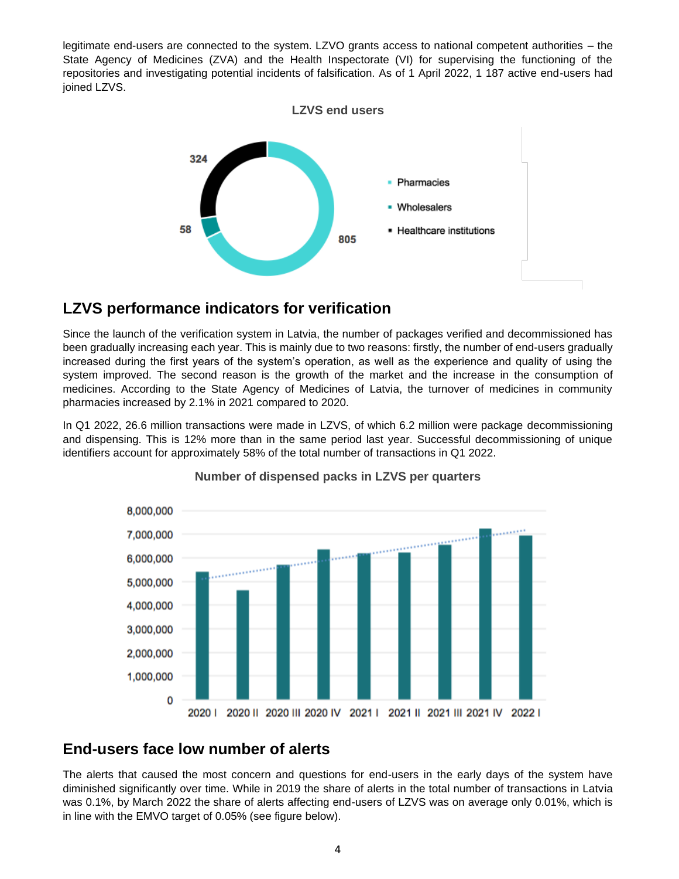legitimate end-users are connected to the system. LZVO grants access to national competent authorities – the State Agency of Medicines (ZVA) and the Health Inspectorate (VI) for supervising the functioning of the repositories and investigating potential incidents of falsification. As of 1 April 2022, 1 187 active end-users had joined LZVS.

**LZVS end users**

- Pharmacies: 805
- Wholesalers: 58
- Healthcare institutions: 324

## LZVS performance indicators for verification

Since the launch of the verification system in Latvia, the number of packages verified and decommissioned has been gradually increasing each year. This is mainly due to two reasons: firstly, the number of end-users gradually increased during the first years of the system's operation, as well as the experience and quality of using the system improved. The second reason is the growth of the market and the increase in the consumption of medicines. According to the State Agency of Medicines of Latvia, the turnover of medicines in community pharmacies increased by 2.1% in 2021 compared to 2020.

In Q1 2022, 26.6 million transactions were made in LZVS, of which 6.2 million were package decommissioning and dispensing. This is 12% more than in the same period last year. Successful decommissioning of unique identifiers account for approximately 58% of the total number of transactions in Q1 2022.

**Number of dispensed packs in LZVS per quarters**

## End-users face low number of alerts

The alerts that caused the most concern and questions for end-users in the early days of the system have diminished significantly over time. While in 2019 the share of alerts in the total number of transactions in Latvia was 0.1%, by March 2022 the share of alerts affecting end-users of LZVS was on average only 0.01%, which is in line with the EMVO target of 0.05% (see figure below).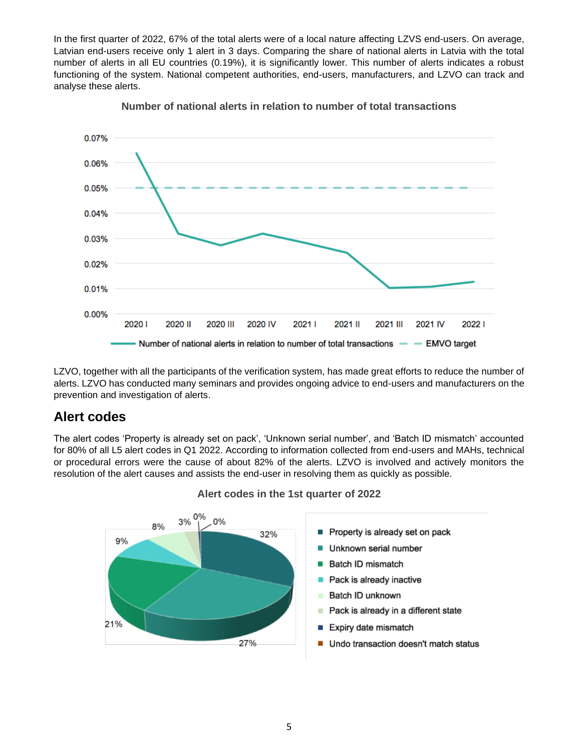In the first quarter of 2022, 67% of the total alerts were of a local nature affecting LZVS end-users. On average, Latvian end-users receive only 1 alert in 3 days. Comparing the share of national alerts in Latvia with the total number of alerts in all EU countries (0.19%), it is significantly lower. This number of alerts indicates a robust functioning of the system. National competent authorities, end-users, manufacturers, and LZVO can track and analyse these alerts.

**Number of national alerts in relation to number of total transactions**

LZVO, together with all the participants of the verification system, has made great efforts to reduce the number of alerts. LZVO has conducted many seminars and provides ongoing advice to end-users and manufacturers on the prevention and investigation of alerts.

## Alert codes

The alert codes 'Property is already set on pack', 'Unknown serial number', and 'Batch ID mismatch' accounted for 80% of all L5 alert codes in Q1 2022. According to information collected from end-users and MAHs, technical or procedural errors were the cause of about 82% of the alerts. LZVO is involved and actively monitors the resolution of the alert causes and assists the end-user in resolving them as quickly as possible.

**Alert codes in the 1st quarter of 2022**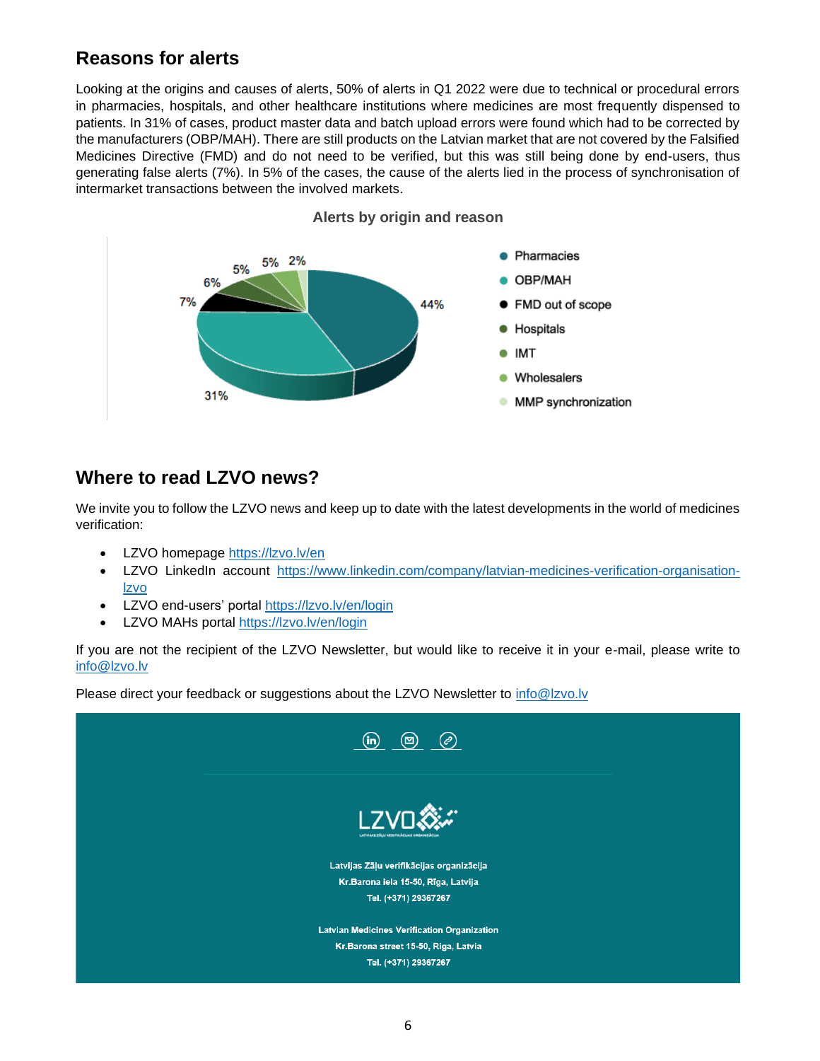## Reasons for alerts

Looking at the origins and causes of alerts, 50% of alerts in Q1 2022 were due to technical or procedural errors in pharmacies, hospitals, and other healthcare institutions where medicines are most frequently dispensed to patients. In 31% of cases, product master data and batch upload errors were found which had to be corrected by the manufacturers (OBP/MAH). There are still products on the Latvian market that are not covered by the Falsified Medicines Directive (FMD) and do not need to be verified, but this was still being done by end-users, thus generating false alerts (7%). In 5% of the cases, the cause of the alerts lied in the process of synchronisation of intermarket transactions between the involved markets.

**Alerts by origin and reason**

44%
31%
7%
6%
5%
5%
2%

- Pharmacies
- OBP/MAH
- FMD out of scope
- Hospitals
- IMT
- Wholesalers
- MMP synchronization

## Where to read LZVO news?

We invite you to follow the LZVO news and keep up to date with the latest developments in the world of medicines verification:

- LZVO homepage https://lzvo.lv/en
- LZVO LinkedIn account https://www.linkedin.com/company/latvian-medicines-verification-organisation-lzvo
- LZVO end-users' portal https://lzvo.lv/en/login
- LZVO MAHs portal https://lzvo.lv/en/login

If you are not the recipient of the LZVO Newsletter, but would like to receive it in your e-mail, please write to info@lzvo.lv

Please direct your feedback or suggestions about the LZVO Newsletter to info@lzvo.lv

LZVO

Latvijas Zāļu verifikācijas organizācija
Kr.Barona iela 15-50, Rīga, Latvija
Tel. (+371) 29367267

Latvian Medicines Verification Organization
Kr.Barona street 15-50, Riga, Latvia
Tel. (+371) 29367267